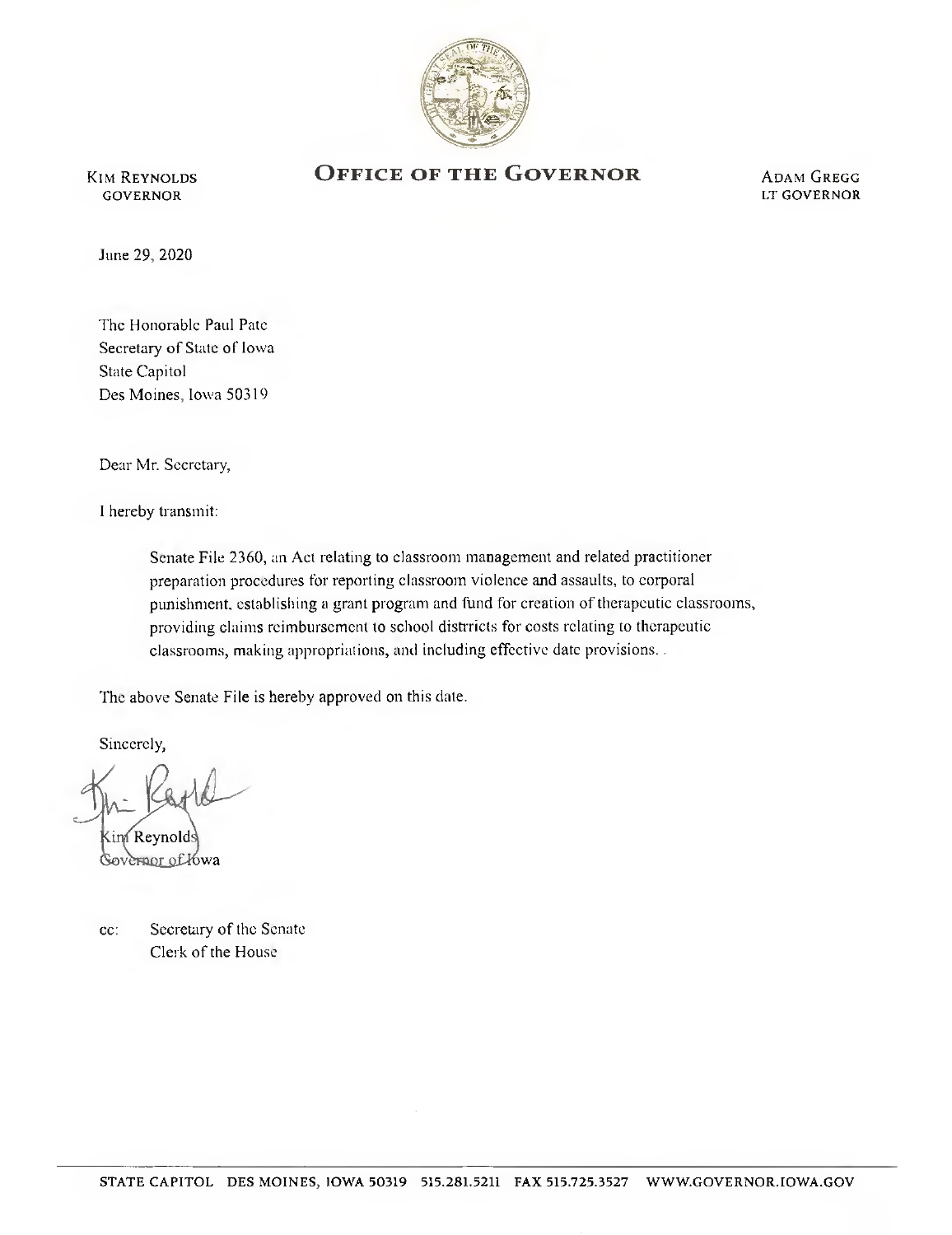KIM REYNOLDS
GOVERNOR

# OFFICE OF THE GOVERNOR

ADAM GREGG
LT GOVERNOR

June 29, 2020

The Honorable Paul Pate
Secretary of State of Iowa
State Capitol
Des Moines, Iowa 50319

Dear Mr. Secretary,

I hereby transmit:

> Senate File 2360, an Act relating to classroom management and related practitioner preparation procedures for reporting classroom violence and assaults, to corporal punishment, establishing a grant program and fund for creation of therapeutic classrooms, providing claims reimbursement to school distrricts for costs relating to therapeutic classrooms, making appropriations, and including effective date provisions. .

The above Senate File is hereby approved on this date.

Sincerely,

Kim Reynolds
Governor of Iowa

cc: Secretary of the Senate
Clerk of the House

STATE CAPITOL DES MOINES, IOWA 50319 515.281.5211 FAX 515.725.3527 WWW.GOVERNOR.IOWA.GOV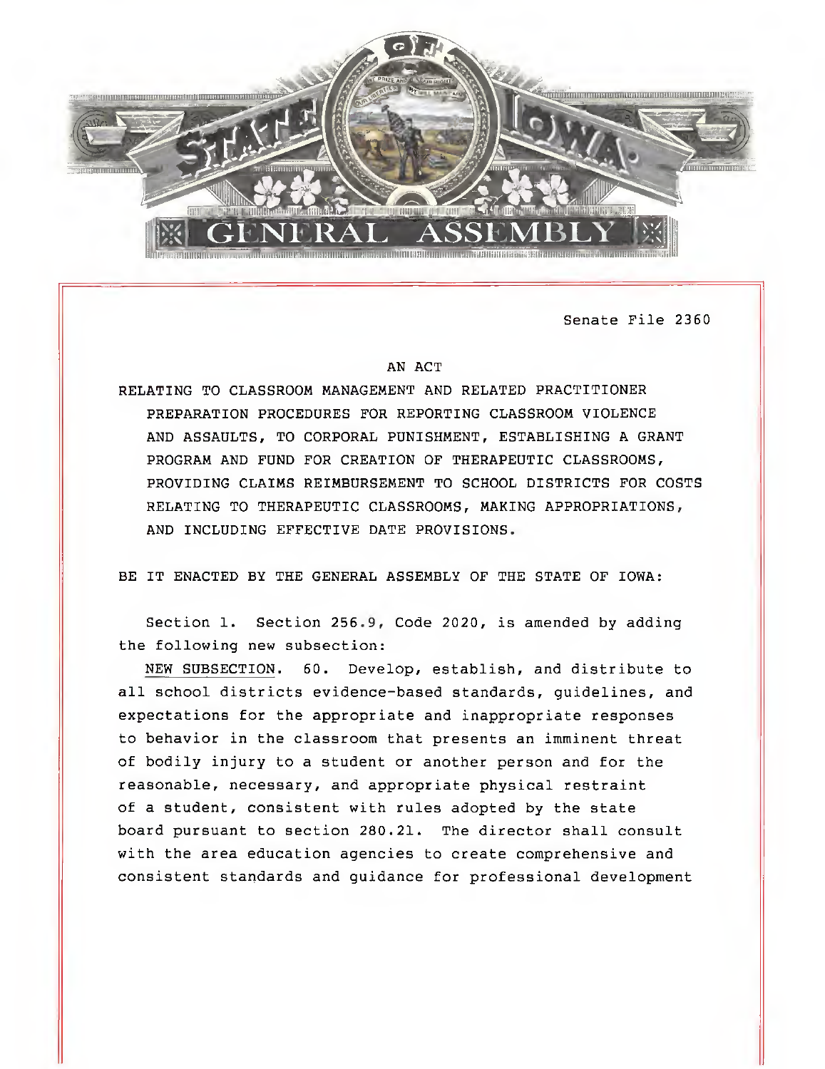Senate File 2360

AN ACT

RELATING TO CLASSROOM MANAGEMENT AND RELATED PRACTITIONER PREPARATION PROCEDURES FOR REPORTING CLASSROOM VIOLENCE AND ASSAULTS, TO CORPORAL PUNISHMENT, ESTABLISHING A GRANT PROGRAM AND FUND FOR CREATION OF THERAPEUTIC CLASSROOMS, PROVIDING CLAIMS REIMBURSEMENT TO SCHOOL DISTRICTS FOR COSTS RELATING TO THERAPEUTIC CLASSROOMS, MAKING APPROPRIATIONS, AND INCLUDING EFFECTIVE DATE PROVISIONS.

BE IT ENACTED BY THE GENERAL ASSEMBLY OF THE STATE OF IOWA:

Section 1. Section 256.9, Code 2020, is amended by adding the following new subsection:

NEW SUBSECTION. 60. Develop, establish, and distribute to all school districts evidence-based standards, guidelines, and expectations for the appropriate and inappropriate responses to behavior in the classroom that presents an imminent threat of bodily injury to a student or another person and for the reasonable, necessary, and appropriate physical restraint of a student, consistent with rules adopted by the state board pursuant to section 280.21. The director shall consult with the area education agencies to create comprehensive and consistent standards and guidance for professional development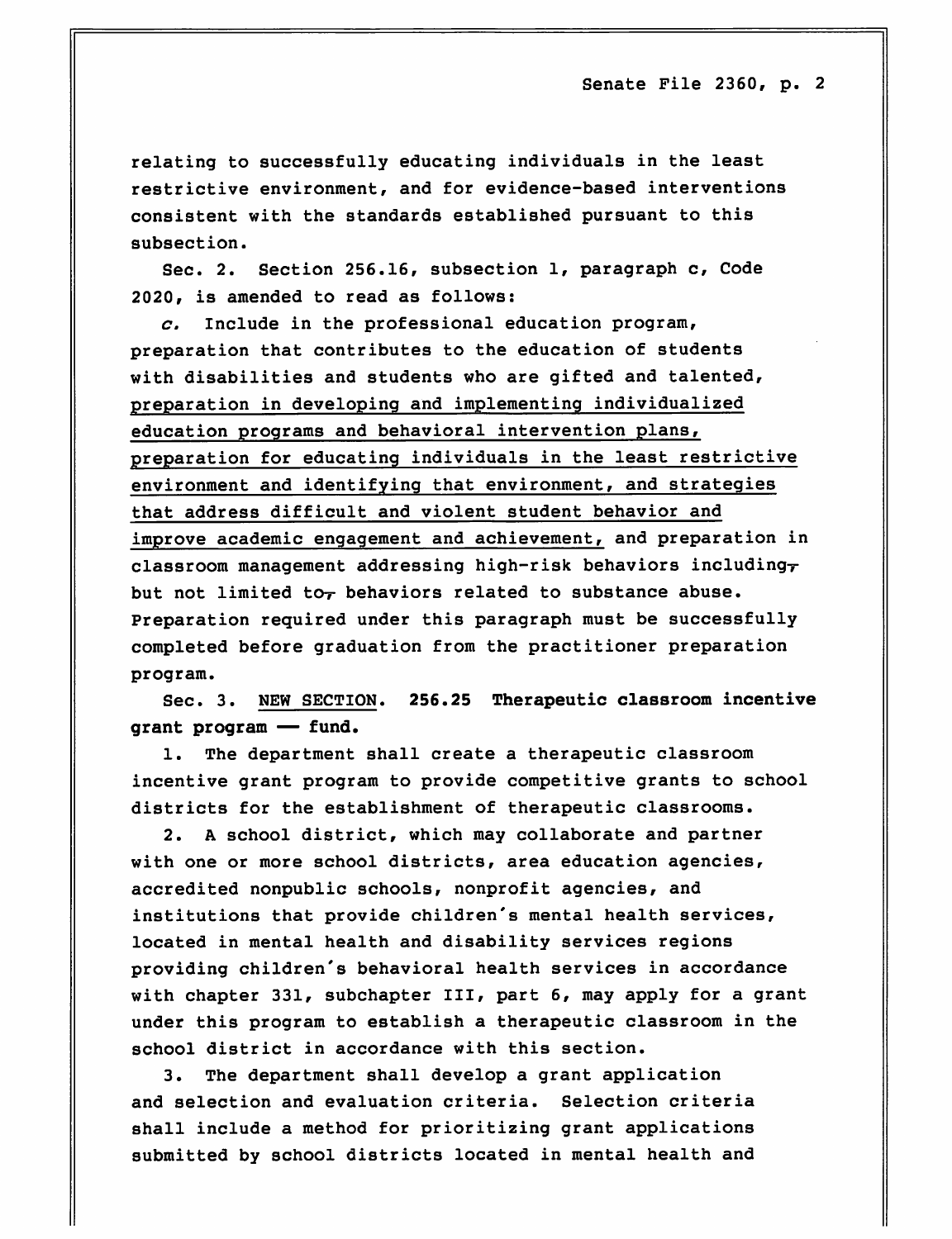relating to successfully educating individuals in the least restrictive environment, and for evidence-based interventions consistent with the standards established pursuant to this subsection.

Sec. 2. Section 256.16, subsection 1, paragraph c, Code 2020, is amended to read as follows:

*c.* Include in the professional education program, preparation that contributes to the education of students with disabilities and students who are gifted and talented, <u>preparation in developing and implementing individualized education programs and behavioral intervention plans, preparation for educating individuals in the least restrictive environment and identifying that environment, and strategies that address difficult and violent student behavior and improve academic engagement and achievement,</u> and preparation in classroom management addressing high-risk behaviors including~~,~~ but not limited to~~,~~ behaviors related to substance abuse. Preparation required under this paragraph must be successfully completed before graduation from the practitioner preparation program.

Sec. 3. <u>NEW SECTION</u>. **256.25 Therapeutic classroom incentive grant program — fund.**

1. The department shall create a therapeutic classroom incentive grant program to provide competitive grants to school districts for the establishment of therapeutic classrooms.

2. A school district, which may collaborate and partner with one or more school districts, area education agencies, accredited nonpublic schools, nonprofit agencies, and institutions that provide children's mental health services, located in mental health and disability services regions providing children's behavioral health services in accordance with chapter 331, subchapter III, part 6, may apply for a grant under this program to establish a therapeutic classroom in the school district in accordance with this section.

3. The department shall develop a grant application and selection and evaluation criteria. Selection criteria shall include a method for prioritizing grant applications submitted by school districts located in mental health and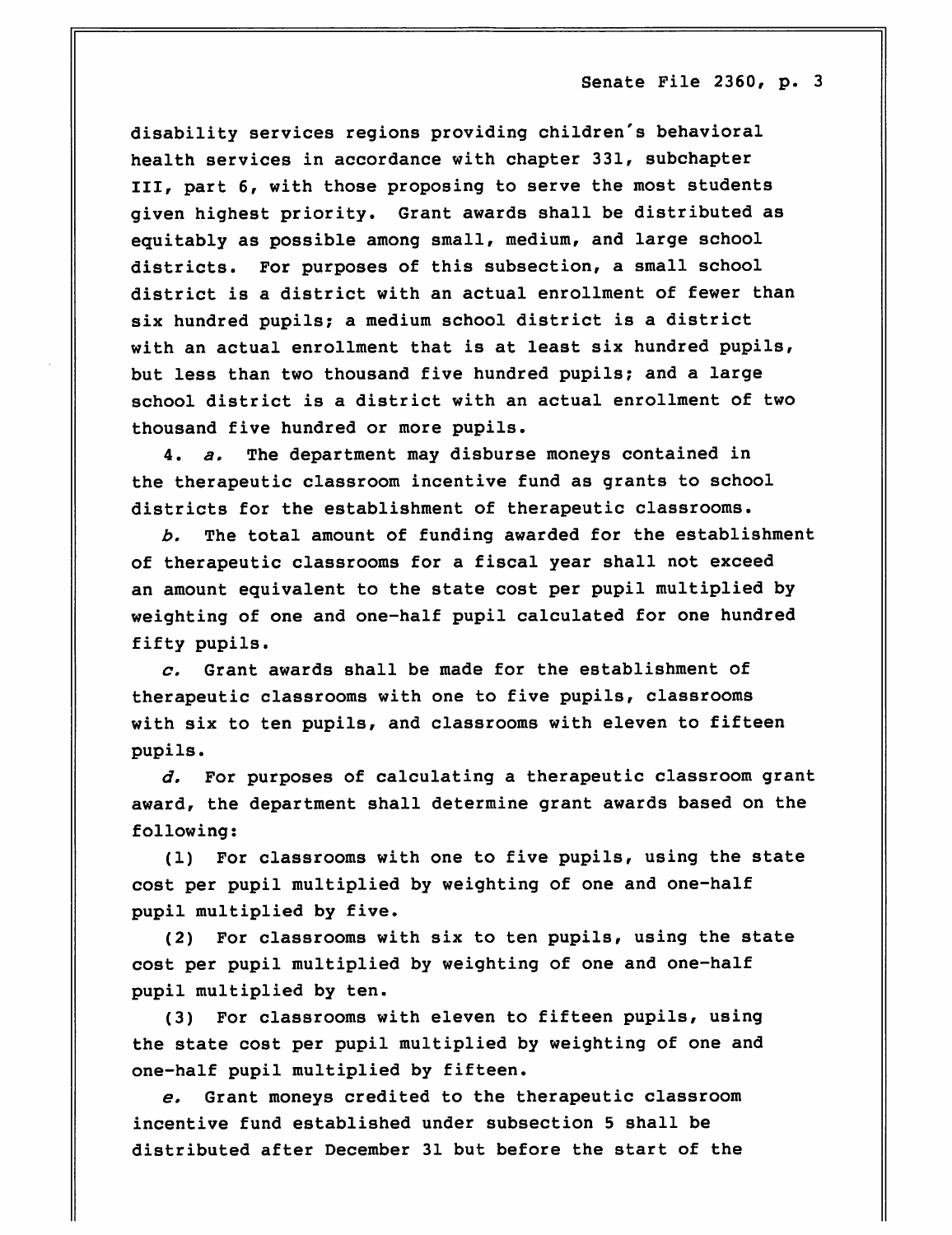disability services regions providing children's behavioral health services in accordance with chapter 331, subchapter III, part 6, with those proposing to serve the most students given highest priority. Grant awards shall be distributed as equitably as possible among small, medium, and large school districts. For purposes of this subsection, a small school district is a district with an actual enrollment of fewer than six hundred pupils; a medium school district is a district with an actual enrollment that is at least six hundred pupils, but less than two thousand five hundred pupils; and a large school district is a district with an actual enrollment of two thousand five hundred or more pupils.

4. *a.* The department may disburse moneys contained in the therapeutic classroom incentive fund as grants to school districts for the establishment of therapeutic classrooms.

*b.* The total amount of funding awarded for the establishment of therapeutic classrooms for a fiscal year shall not exceed an amount equivalent to the state cost per pupil multiplied by weighting of one and one-half pupil calculated for one hundred fifty pupils.

*c.* Grant awards shall be made for the establishment of therapeutic classrooms with one to five pupils, classrooms with six to ten pupils, and classrooms with eleven to fifteen pupils.

*d.* For purposes of calculating a therapeutic classroom grant award, the department shall determine grant awards based on the following:

(1) For classrooms with one to five pupils, using the state cost per pupil multiplied by weighting of one and one-half pupil multiplied by five.

(2) For classrooms with six to ten pupils, using the state cost per pupil multiplied by weighting of one and one-half pupil multiplied by ten.

(3) For classrooms with eleven to fifteen pupils, using the state cost per pupil multiplied by weighting of one and one-half pupil multiplied by fifteen.

*e.* Grant moneys credited to the therapeutic classroom incentive fund established under subsection 5 shall be distributed after December 31 but before the start of the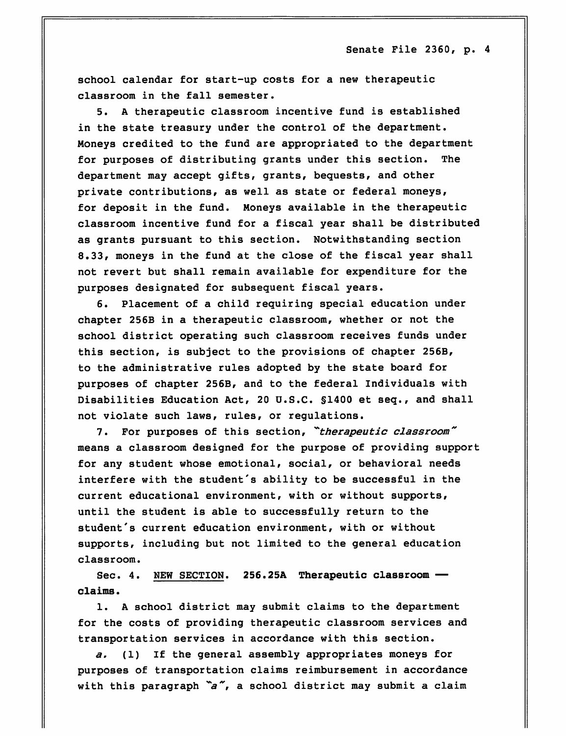school calendar for start-up costs for a new therapeutic classroom in the fall semester.

5. A therapeutic classroom incentive fund is established in the state treasury under the control of the department. Moneys credited to the fund are appropriated to the department for purposes of distributing grants under this section. The department may accept gifts, grants, bequests, and other private contributions, as well as state or federal moneys, for deposit in the fund. Moneys available in the therapeutic classroom incentive fund for a fiscal year shall be distributed as grants pursuant to this section. Notwithstanding section 8.33, moneys in the fund at the close of the fiscal year shall not revert but shall remain available for expenditure for the purposes designated for subsequent fiscal years.

6. Placement of a child requiring special education under chapter 256B in a therapeutic classroom, whether or not the school district operating such classroom receives funds under this section, is subject to the provisions of chapter 256B, to the administrative rules adopted by the state board for purposes of chapter 256B, and to the federal Individuals with Disabilities Education Act, 20 U.S.C. §1400 et seq., and shall not violate such laws, rules, or regulations.

7. For purposes of this section, *"therapeutic classroom"* means a classroom designed for the purpose of providing support for any student whose emotional, social, or behavioral needs interfere with the student's ability to be successful in the current educational environment, with or without supports, until the student is able to successfully return to the student's current education environment, with or without supports, including but not limited to the general education classroom.

Sec. 4. NEW SECTION. **256.25A Therapeutic classroom — claims.**

1. A school district may submit claims to the department for the costs of providing therapeutic classroom services and transportation services in accordance with this section.

*a.* (1) If the general assembly appropriates moneys for purposes of transportation claims reimbursement in accordance with this paragraph *"a"*, a school district may submit a claim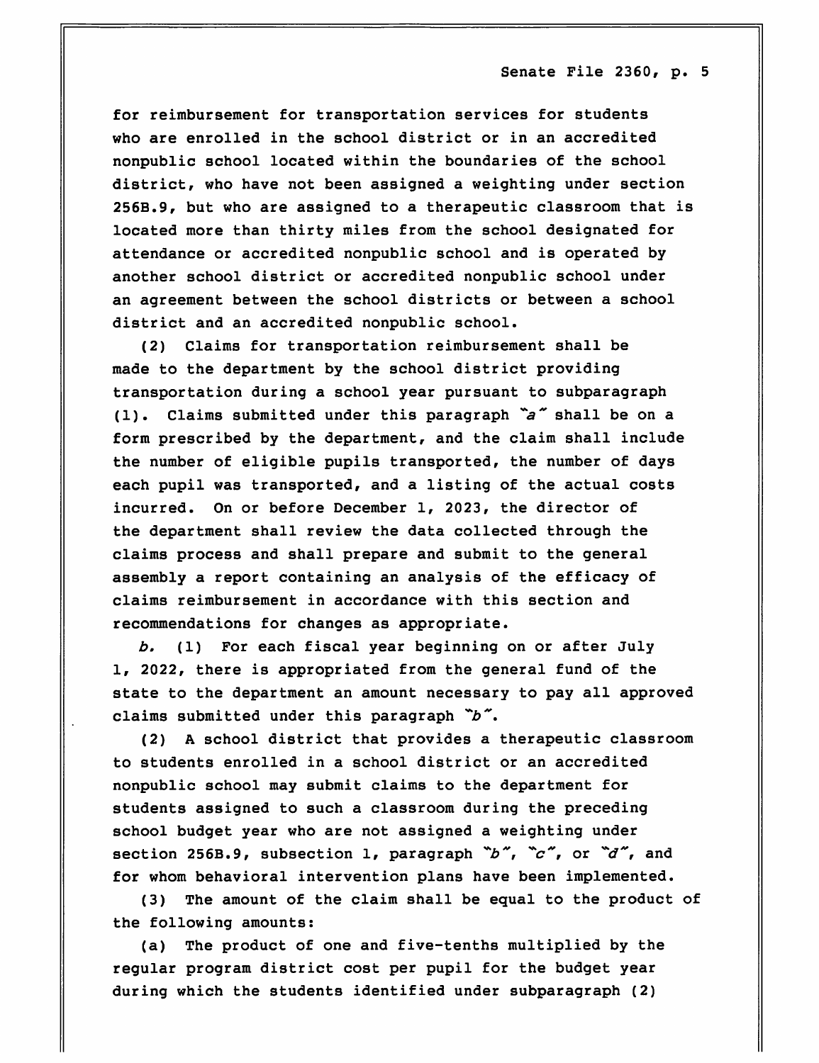for reimbursement for transportation services for students who are enrolled in the school district or in an accredited nonpublic school located within the boundaries of the school district, who have not been assigned a weighting under section 256B.9, but who are assigned to a therapeutic classroom that is located more than thirty miles from the school designated for attendance or accredited nonpublic school and is operated by another school district or accredited nonpublic school under an agreement between the school districts or between a school district and an accredited nonpublic school.

(2) Claims for transportation reimbursement shall be made to the department by the school district providing transportation during a school year pursuant to subparagraph (1). Claims submitted under this paragraph *"a"* shall be on a form prescribed by the department, and the claim shall include the number of eligible pupils transported, the number of days each pupil was transported, and a listing of the actual costs incurred. On or before December 1, 2023, the director of the department shall review the data collected through the claims process and shall prepare and submit to the general assembly a report containing an analysis of the efficacy of claims reimbursement in accordance with this section and recommendations for changes as appropriate.

*b.* (1) For each fiscal year beginning on or after July 1, 2022, there is appropriated from the general fund of the state to the department an amount necessary to pay all approved claims submitted under this paragraph *"b"*.

(2) A school district that provides a therapeutic classroom to students enrolled in a school district or an accredited nonpublic school may submit claims to the department for students assigned to such a classroom during the preceding school budget year who are not assigned a weighting under section 256B.9, subsection 1, paragraph *"b"*, *"c"*, or *"d"*, and for whom behavioral intervention plans have been implemented.

(3) The amount of the claim shall be equal to the product of the following amounts:

(a) The product of one and five-tenths multiplied by the regular program district cost per pupil for the budget year during which the students identified under subparagraph (2)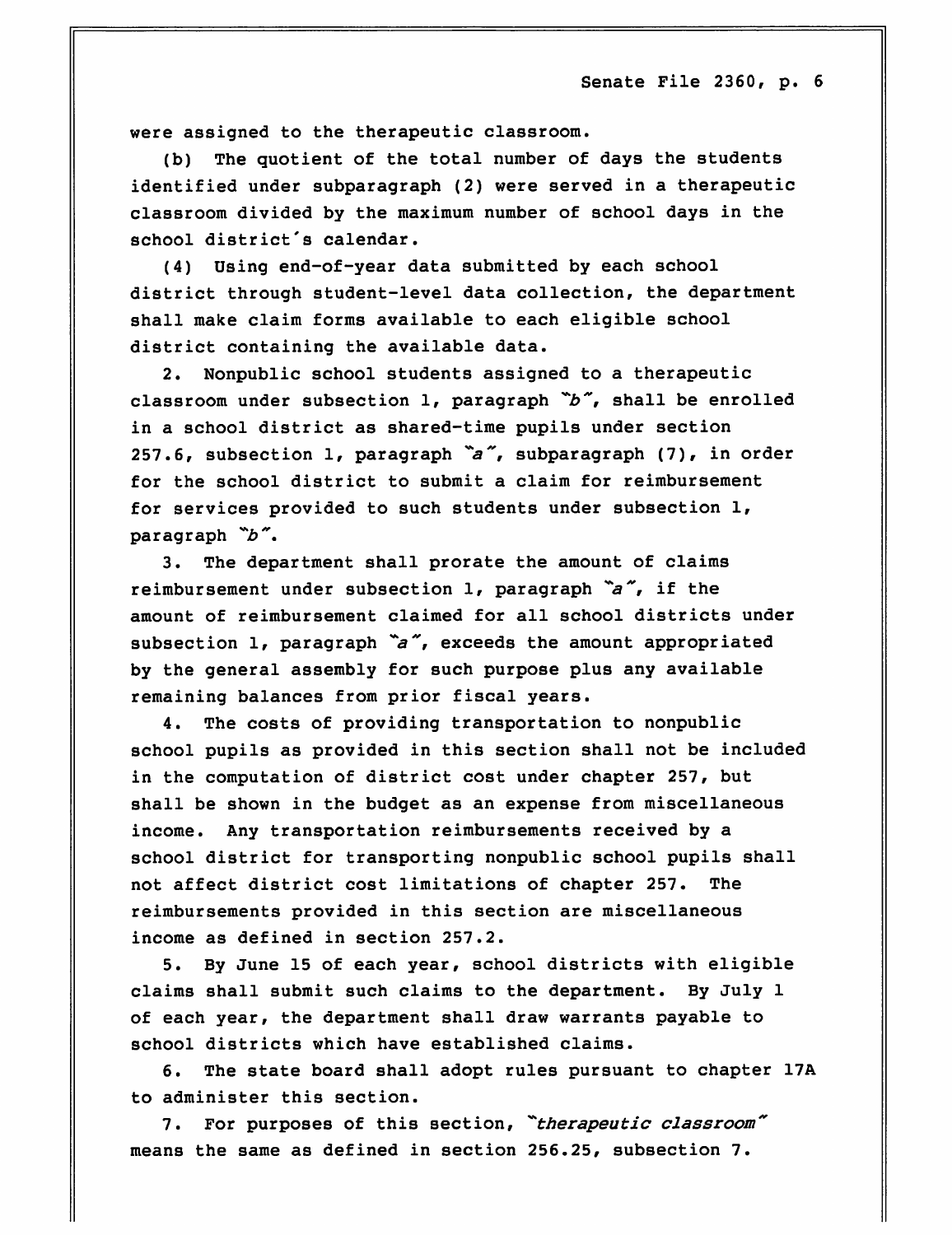were assigned to the therapeutic classroom.

(b) The quotient of the total number of days the students identified under subparagraph (2) were served in a therapeutic classroom divided by the maximum number of school days in the school district's calendar.

(4) Using end-of-year data submitted by each school district through student-level data collection, the department shall make claim forms available to each eligible school district containing the available data.

2. Nonpublic school students assigned to a therapeutic classroom under subsection 1, paragraph *"b"*, shall be enrolled in a school district as shared-time pupils under section 257.6, subsection 1, paragraph *"a"*, subparagraph (7), in order for the school district to submit a claim for reimbursement for services provided to such students under subsection 1, paragraph *"b"*.

3. The department shall prorate the amount of claims reimbursement under subsection 1, paragraph *"a"*, if the amount of reimbursement claimed for all school districts under subsection 1, paragraph *"a"*, exceeds the amount appropriated by the general assembly for such purpose plus any available remaining balances from prior fiscal years.

4. The costs of providing transportation to nonpublic school pupils as provided in this section shall not be included in the computation of district cost under chapter 257, but shall be shown in the budget as an expense from miscellaneous income. Any transportation reimbursements received by a school district for transporting nonpublic school pupils shall not affect district cost limitations of chapter 257. The reimbursements provided in this section are miscellaneous income as defined in section 257.2.

5. By June 15 of each year, school districts with eligible claims shall submit such claims to the department. By July 1 of each year, the department shall draw warrants payable to school districts which have established claims.

6. The state board shall adopt rules pursuant to chapter 17A to administer this section.

7. For purposes of this section, *"therapeutic classroom"* means the same as defined in section 256.25, subsection 7.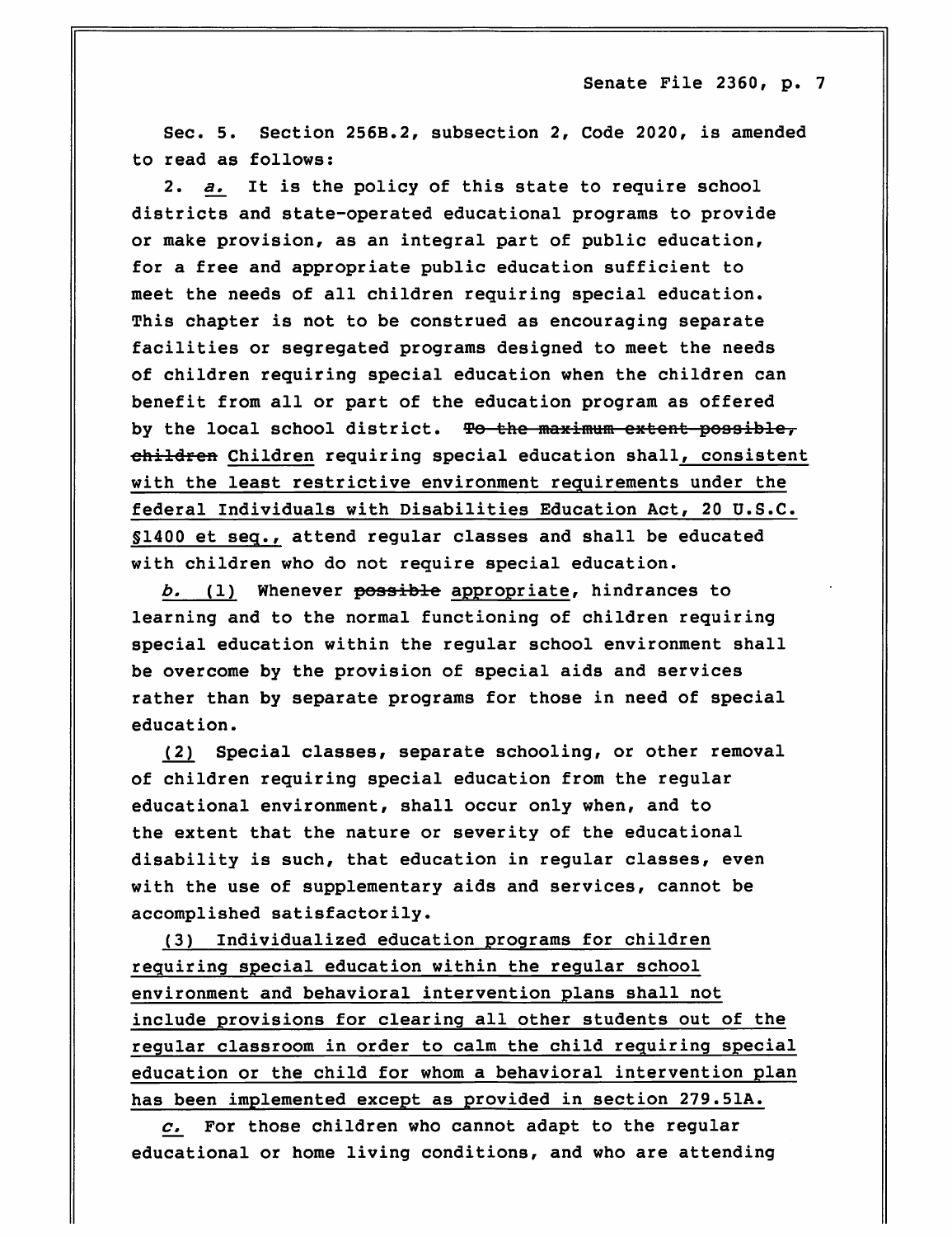Sec. 5. Section 256B.2, subsection 2, Code 2020, is amended to read as follows:

2. *a.* It is the policy of this state to require school districts and state-operated educational programs to provide or make provision, as an integral part of public education, for a free and appropriate public education sufficient to meet the needs of all children requiring special education. This chapter is not to be construed as encouraging separate facilities or segregated programs designed to meet the needs of children requiring special education when the children can benefit from all or part of the education program as offered by the local school district. ~~To the maximum extent possible, children~~ Children requiring special education shall, consistent with the least restrictive environment requirements under the federal Individuals with Disabilities Education Act, 20 U.S.C. §1400 et seq., attend regular classes and shall be educated with children who do not require special education.

*b.* (1) Whenever ~~possible~~ appropriate, hindrances to learning and to the normal functioning of children requiring special education within the regular school environment shall be overcome by the provision of special aids and services rather than by separate programs for those in need of special education.

(2) Special classes, separate schooling, or other removal of children requiring special education from the regular educational environment, shall occur only when, and to the extent that the nature or severity of the educational disability is such, that education in regular classes, even with the use of supplementary aids and services, cannot be accomplished satisfactorily.

(3) Individualized education programs for children requiring special education within the regular school environment and behavioral intervention plans shall not include provisions for clearing all other students out of the regular classroom in order to calm the child requiring special education or the child for whom a behavioral intervention plan has been implemented except as provided in section 279.51A.

*c.* For those children who cannot adapt to the regular educational or home living conditions, and who are attending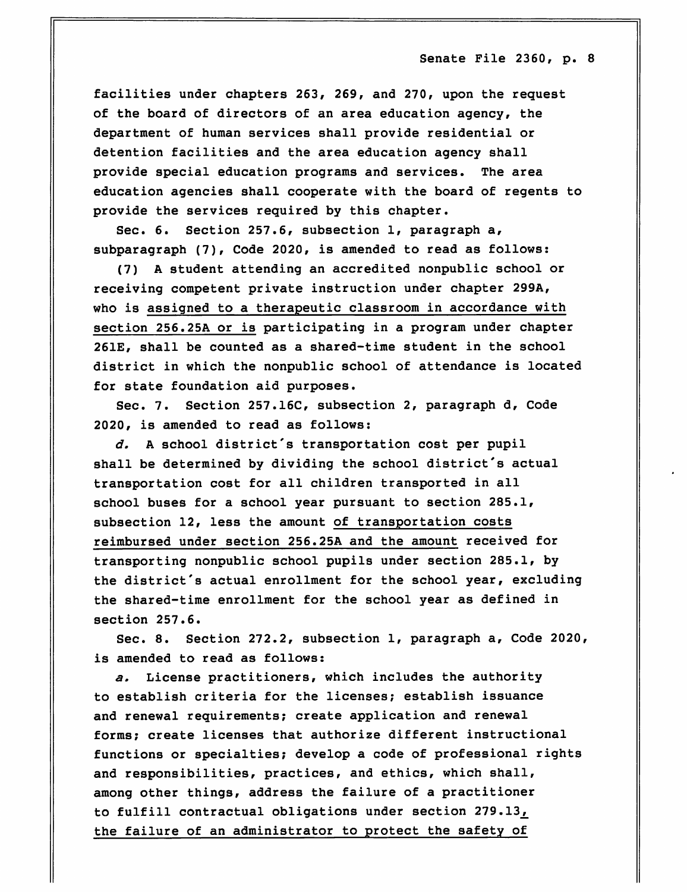facilities under chapters 263, 269, and 270, upon the request of the board of directors of an area education agency, the department of human services shall provide residential or detention facilities and the area education agency shall provide special education programs and services. The area education agencies shall cooperate with the board of regents to provide the services required by this chapter.

Sec. 6. Section 257.6, subsection 1, paragraph a, subparagraph (7), Code 2020, is amended to read as follows:

(7) A student attending an accredited nonpublic school or receiving competent private instruction under chapter 299A, who is assigned to a therapeutic classroom in accordance with section 256.25A or is participating in a program under chapter 261E, shall be counted as a shared-time student in the school district in which the nonpublic school of attendance is located for state foundation aid purposes.

Sec. 7. Section 257.16C, subsection 2, paragraph d, Code 2020, is amended to read as follows:

*d.* A school district's transportation cost per pupil shall be determined by dividing the school district's actual transportation cost for all children transported in all school buses for a school year pursuant to section 285.1, subsection 12, less the amount of transportation costs reimbursed under section 256.25A and the amount received for transporting nonpublic school pupils under section 285.1, by the district's actual enrollment for the school year, excluding the shared-time enrollment for the school year as defined in section 257.6.

Sec. 8. Section 272.2, subsection 1, paragraph a, Code 2020, is amended to read as follows:

*a.* License practitioners, which includes the authority to establish criteria for the licenses; establish issuance and renewal requirements; create application and renewal forms; create licenses that authorize different instructional functions or specialties; develop a code of professional rights and responsibilities, practices, and ethics, which shall, among other things, address the failure of a practitioner to fulfill contractual obligations under section 279.13, the failure of an administrator to protect the safety of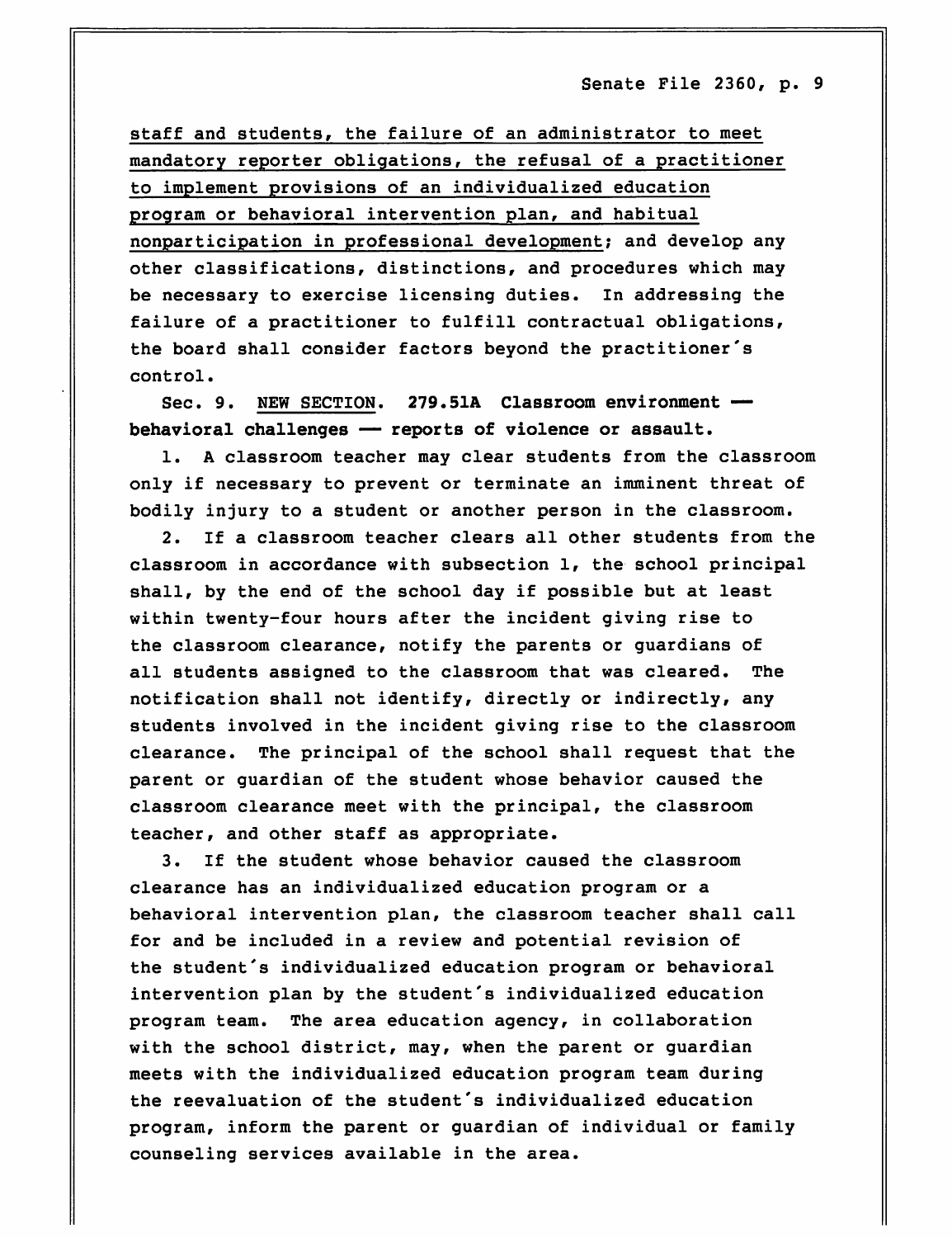staff and students, the failure of an administrator to meet mandatory reporter obligations, the refusal of a practitioner to implement provisions of an individualized education program or behavioral intervention plan, and habitual nonparticipation in professional development; and develop any other classifications, distinctions, and procedures which may be necessary to exercise licensing duties. In addressing the failure of a practitioner to fulfill contractual obligations, the board shall consider factors beyond the practitioner's control.

Sec. 9. NEW SECTION. **279.51A Classroom environment — behavioral challenges — reports of violence or assault.**

1. A classroom teacher may clear students from the classroom only if necessary to prevent or terminate an imminent threat of bodily injury to a student or another person in the classroom.

2. If a classroom teacher clears all other students from the classroom in accordance with subsection 1, the school principal shall, by the end of the school day if possible but at least within twenty-four hours after the incident giving rise to the classroom clearance, notify the parents or guardians of all students assigned to the classroom that was cleared. The notification shall not identify, directly or indirectly, any students involved in the incident giving rise to the classroom clearance. The principal of the school shall request that the parent or guardian of the student whose behavior caused the classroom clearance meet with the principal, the classroom teacher, and other staff as appropriate.

3. If the student whose behavior caused the classroom clearance has an individualized education program or a behavioral intervention plan, the classroom teacher shall call for and be included in a review and potential revision of the student's individualized education program or behavioral intervention plan by the student's individualized education program team. The area education agency, in collaboration with the school district, may, when the parent or guardian meets with the individualized education program team during the reevaluation of the student's individualized education program, inform the parent or guardian of individual or family counseling services available in the area.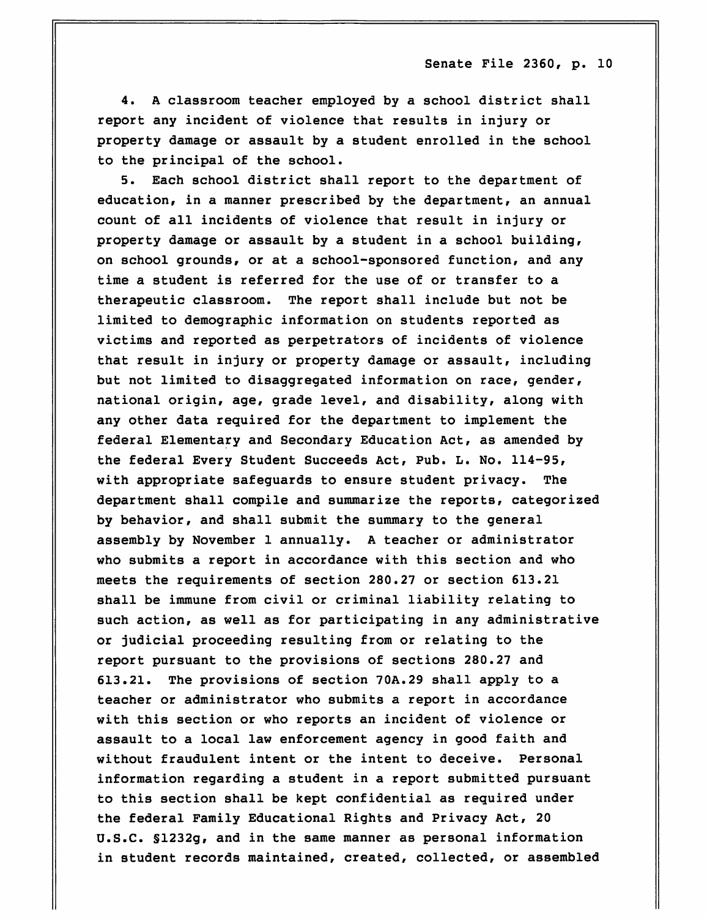4. A classroom teacher employed by a school district shall report any incident of violence that results in injury or property damage or assault by a student enrolled in the school to the principal of the school.

5. Each school district shall report to the department of education, in a manner prescribed by the department, an annual count of all incidents of violence that result in injury or property damage or assault by a student in a school building, on school grounds, or at a school-sponsored function, and any time a student is referred for the use of or transfer to a therapeutic classroom. The report shall include but not be limited to demographic information on students reported as victims and reported as perpetrators of incidents of violence that result in injury or property damage or assault, including but not limited to disaggregated information on race, gender, national origin, age, grade level, and disability, along with any other data required for the department to implement the federal Elementary and Secondary Education Act, as amended by the federal Every Student Succeeds Act, Pub. L. No. 114-95, with appropriate safeguards to ensure student privacy. The department shall compile and summarize the reports, categorized by behavior, and shall submit the summary to the general assembly by November 1 annually. A teacher or administrator who submits a report in accordance with this section and who meets the requirements of section 280.27 or section 613.21 shall be immune from civil or criminal liability relating to such action, as well as for participating in any administrative or judicial proceeding resulting from or relating to the report pursuant to the provisions of sections 280.27 and 613.21. The provisions of section 70A.29 shall apply to a teacher or administrator who submits a report in accordance with this section or who reports an incident of violence or assault to a local law enforcement agency in good faith and without fraudulent intent or the intent to deceive. Personal information regarding a student in a report submitted pursuant to this section shall be kept confidential as required under the federal Family Educational Rights and Privacy Act, 20 U.S.C. §1232g, and in the same manner as personal information in student records maintained, created, collected, or assembled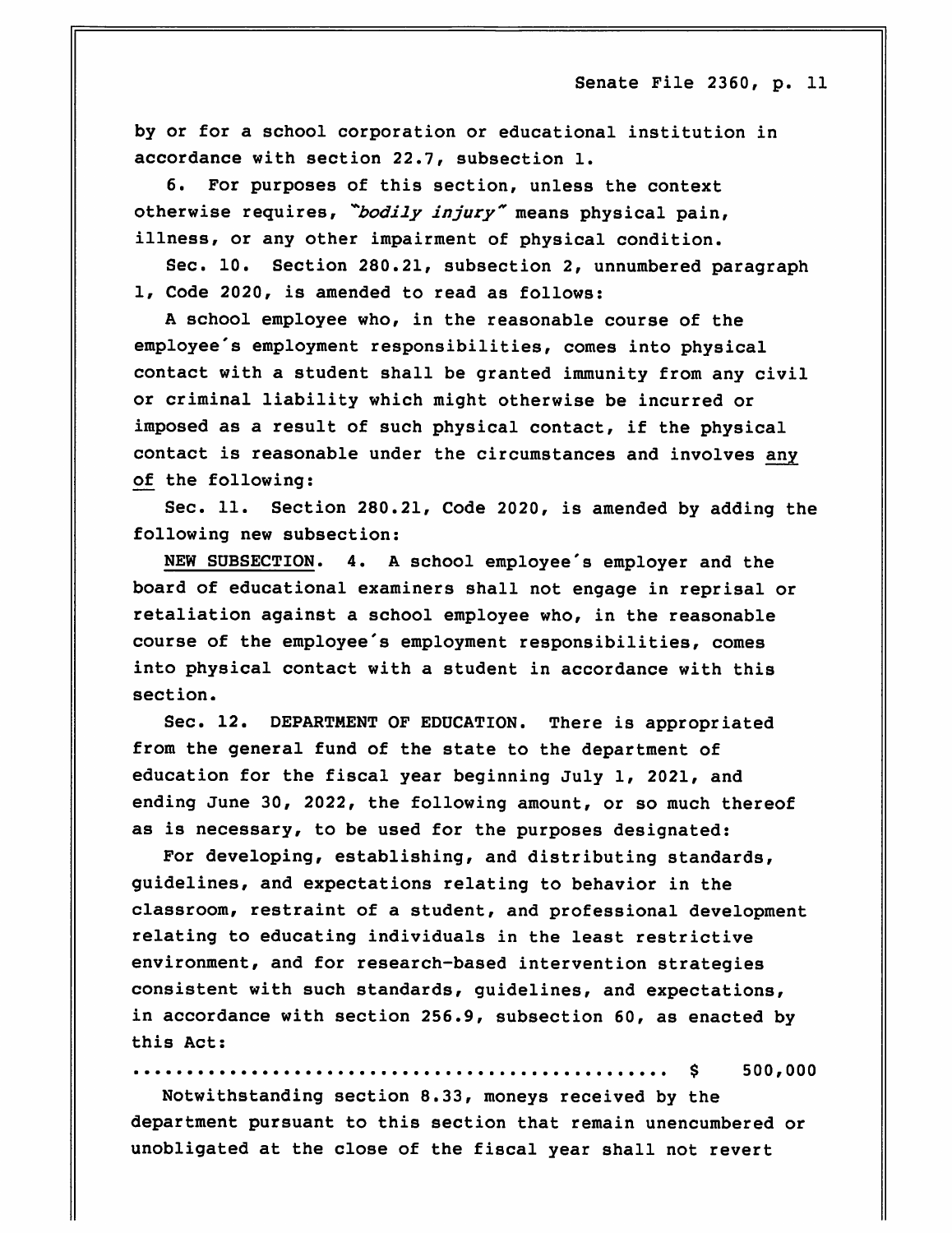by or for a school corporation or educational institution in accordance with section 22.7, subsection 1.

6. For purposes of this section, unless the context otherwise requires, *"bodily injury"* means physical pain, illness, or any other impairment of physical condition.

Sec. 10. Section 280.21, subsection 2, unnumbered paragraph 1, Code 2020, is amended to read as follows:

A school employee who, in the reasonable course of the employee's employment responsibilities, comes into physical contact with a student shall be granted immunity from any civil or criminal liability which might otherwise be incurred or imposed as a result of such physical contact, if the physical contact is reasonable under the circumstances and involves <u>any of</u> the following:

Sec. 11. Section 280.21, Code 2020, is amended by adding the following new subsection:

<u>NEW SUBSECTION</u>. 4. A school employee's employer and the board of educational examiners shall not engage in reprisal or retaliation against a school employee who, in the reasonable course of the employee's employment responsibilities, comes into physical contact with a student in accordance with this section.

Sec. 12. DEPARTMENT OF EDUCATION. There is appropriated from the general fund of the state to the department of education for the fiscal year beginning July 1, 2021, and ending June 30, 2022, the following amount, or so much thereof as is necessary, to be used for the purposes designated:

For developing, establishing, and distributing standards, guidelines, and expectations relating to behavior in the classroom, restraint of a student, and professional development relating to educating individuals in the least restrictive environment, and for research-based intervention strategies consistent with such standards, guidelines, and expectations, in accordance with section 256.9, subsection 60, as enacted by this Act:

.................................................. $ 500,000

Notwithstanding section 8.33, moneys received by the department pursuant to this section that remain unencumbered or unobligated at the close of the fiscal year shall not revert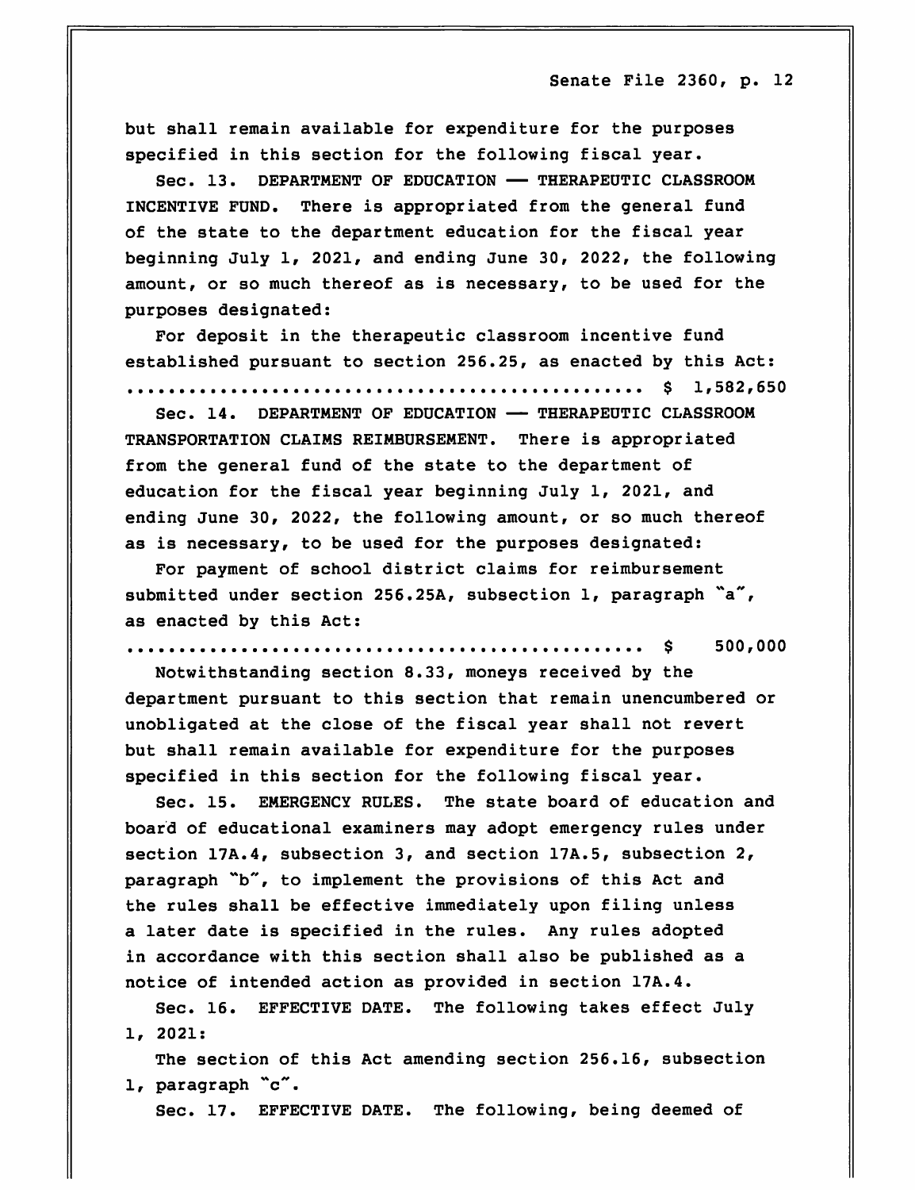but shall remain available for expenditure for the purposes specified in this section for the following fiscal year.

Sec. 13. DEPARTMENT OF EDUCATION — THERAPEUTIC CLASSROOM INCENTIVE FUND. There is appropriated from the general fund of the state to the department education for the fiscal year beginning July 1, 2021, and ending June 30, 2022, the following amount, or so much thereof as is necessary, to be used for the purposes designated:

For deposit in the therapeutic classroom incentive fund established pursuant to section 256.25, as enacted by this Act:

.................................................. $ 1,582,650

Sec. 14. DEPARTMENT OF EDUCATION — THERAPEUTIC CLASSROOM TRANSPORTATION CLAIMS REIMBURSEMENT. There is appropriated from the general fund of the state to the department of education for the fiscal year beginning July 1, 2021, and ending June 30, 2022, the following amount, or so much thereof as is necessary, to be used for the purposes designated:

For payment of school district claims for reimbursement submitted under section 256.25A, subsection 1, paragraph "a", as enacted by this Act:

.................................................. $ 500,000

Notwithstanding section 8.33, moneys received by the department pursuant to this section that remain unencumbered or unobligated at the close of the fiscal year shall not revert but shall remain available for expenditure for the purposes specified in this section for the following fiscal year.

Sec. 15. EMERGENCY RULES. The state board of education and board of educational examiners may adopt emergency rules under section 17A.4, subsection 3, and section 17A.5, subsection 2, paragraph "b", to implement the provisions of this Act and the rules shall be effective immediately upon filing unless a later date is specified in the rules. Any rules adopted in accordance with this section shall also be published as a notice of intended action as provided in section 17A.4.

Sec. 16. EFFECTIVE DATE. The following takes effect July 1, 2021:

The section of this Act amending section 256.16, subsection 1, paragraph "c".

Sec. 17. EFFECTIVE DATE. The following, being deemed of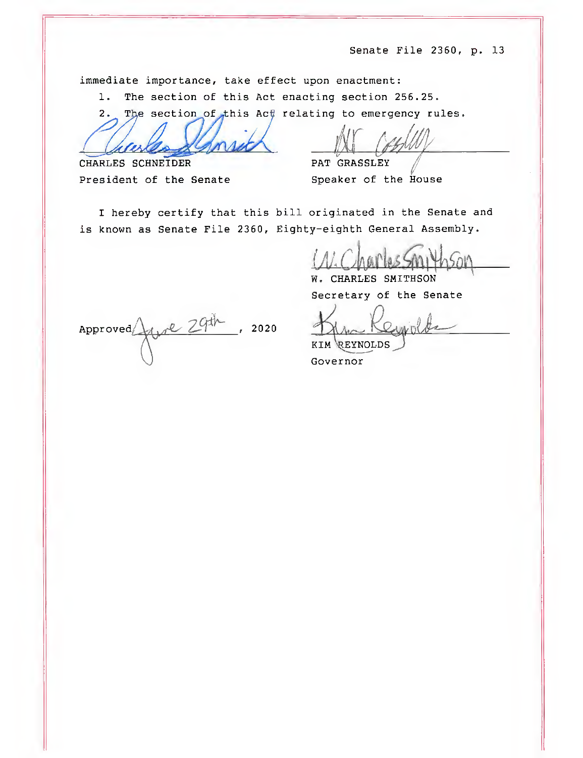immediate importance, take effect upon enactment:

1. The section of this Act enacting section 256.25.

2. The section of this Act relating to emergency rules.

CHARLES SCHNEIDER
President of the Senate

PAT GRASSLEY
Speaker of the House

I hereby certify that this bill originated in the Senate and is known as Senate File 2360, Eighty-eighth General Assembly.

W. CHARLES SMITHSON
Secretary of the Senate

Approved June 29th, 2020

KIM REYNOLDS
Governor